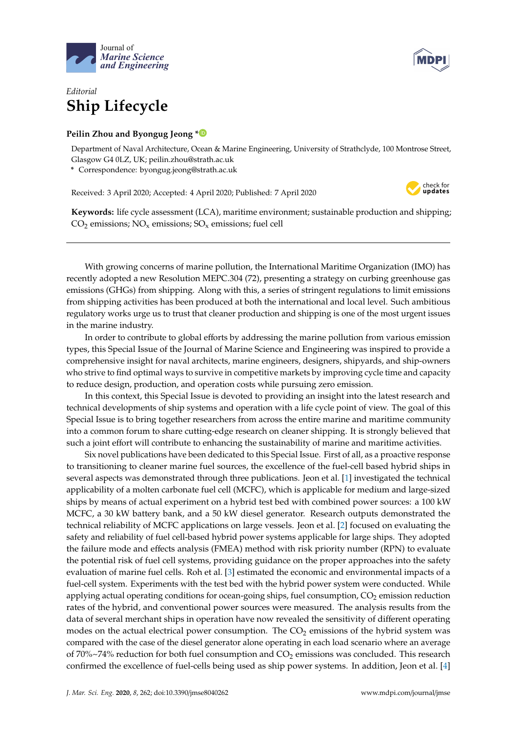*Editorial*

# Ship Lifecycle

**Peilin Zhou and Byongug Jeong ***

Department of Naval Architecture, Ocean & Marine Engineering, University of Strathclyde, 100 Montrose Street, Glasgow G4 0LZ, UK; peilin.zhou@strath.ac.uk

* Correspondence: byongug.jeong@strath.ac.uk

Received: 3 April 2020; Accepted: 4 April 2020; Published: 7 April 2020

**Keywords:** life cycle assessment (LCA), maritime environment; sustainable production and shipping; $CO_2$ emissions; $NO_x$ emissions; $SO_x$ emissions; fuel cell

---

With growing concerns of marine pollution, the International Maritime Organization (IMO) has recently adopted a new Resolution MEPC.304 (72), presenting a strategy on curbing greenhouse gas emissions (GHGs) from shipping. Along with this, a series of stringent regulations to limit emissions from shipping activities has been produced at both the international and local level. Such ambitious regulatory works urge us to trust that cleaner production and shipping is one of the most urgent issues in the marine industry.

In order to contribute to global efforts by addressing the marine pollution from various emission types, this Special Issue of the Journal of Marine Science and Engineering was inspired to provide a comprehensive insight for naval architects, marine engineers, designers, shipyards, and ship-owners who strive to find optimal ways to survive in competitive markets by improving cycle time and capacity to reduce design, production, and operation costs while pursuing zero emission.

In this context, this Special Issue is devoted to providing an insight into the latest research and technical developments of ship systems and operation with a life cycle point of view. The goal of this Special Issue is to bring together researchers from across the entire marine and maritime community into a common forum to share cutting-edge research on cleaner shipping. It is strongly believed that such a joint effort will contribute to enhancing the sustainability of marine and maritime activities.

Six novel publications have been dedicated to this Special Issue. First of all, as a proactive response to transitioning to cleaner marine fuel sources, the excellence of the fuel-cell based hybrid ships in several aspects was demonstrated through three publications. Jeon et al. [1] investigated the technical applicability of a molten carbonate fuel cell (MCFC), which is applicable for medium and large-sized ships by means of actual experiment on a hybrid test bed with combined power sources: a 100 kW MCFC, a 30 kW battery bank, and a 50 kW diesel generator. Research outputs demonstrated the technical reliability of MCFC applications on large vessels. Jeon et al. [2] focused on evaluating the safety and reliability of fuel cell-based hybrid power systems applicable for large ships. They adopted the failure mode and effects analysis (FMEA) method with risk priority number (RPN) to evaluate the potential risk of fuel cell systems, providing guidance on the proper approaches into the safety evaluation of marine fuel cells. Roh et al. [3] estimated the economic and environmental impacts of a fuel-cell system. Experiments with the test bed with the hybrid power system were conducted. While applying actual operating conditions for ocean-going ships, fuel consumption, $CO_2$ emission reduction rates of the hybrid, and conventional power sources were measured. The analysis results from the data of several merchant ships in operation have now revealed the sensitivity of different operating modes on the actual electrical power consumption. The $CO_2$ emissions of the hybrid system was compared with the case of the diesel generator alone operating in each load scenario where an average of 70%~74% reduction for both fuel consumption and $CO_2$ emissions was concluded. This research confirmed the excellence of fuel-cells being used as ship power systems. In addition, Jeon et al. [4]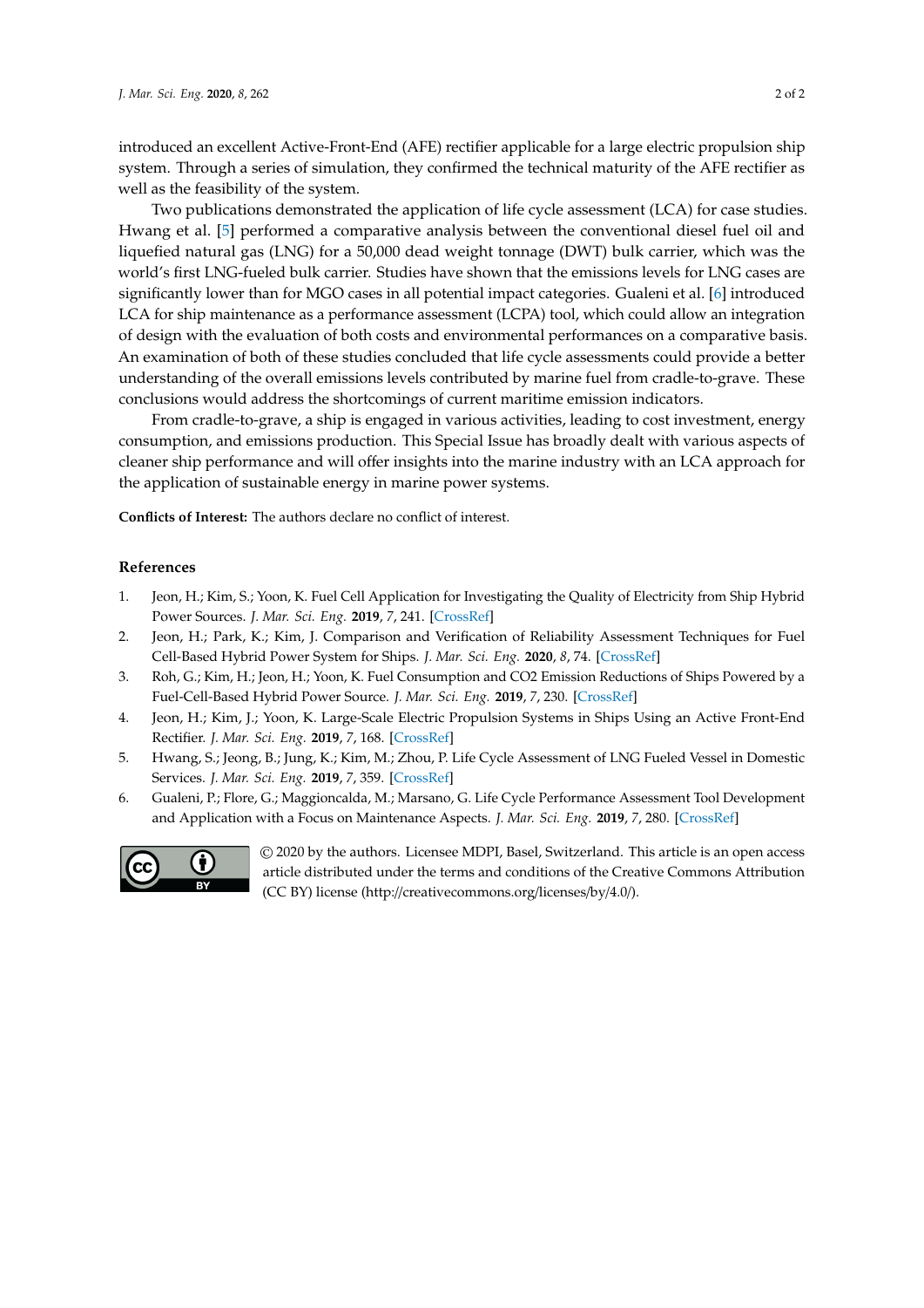introduced an excellent Active-Front-End (AFE) rectifier applicable for a large electric propulsion ship system. Through a series of simulation, they confirmed the technical maturity of the AFE rectifier as well as the feasibility of the system.

Two publications demonstrated the application of life cycle assessment (LCA) for case studies. Hwang et al. [5] performed a comparative analysis between the conventional diesel fuel oil and liquefied natural gas (LNG) for a 50,000 dead weight tonnage (DWT) bulk carrier, which was the world's first LNG-fueled bulk carrier. Studies have shown that the emissions levels for LNG cases are significantly lower than for MGO cases in all potential impact categories. Gualeni et al. [6] introduced LCA for ship maintenance as a performance assessment (LCPA) tool, which could allow an integration of design with the evaluation of both costs and environmental performances on a comparative basis. An examination of both of these studies concluded that life cycle assessments could provide a better understanding of the overall emissions levels contributed by marine fuel from cradle-to-grave. These conclusions would address the shortcomings of current maritime emission indicators.

From cradle-to-grave, a ship is engaged in various activities, leading to cost investment, energy consumption, and emissions production. This Special Issue has broadly dealt with various aspects of cleaner ship performance and will offer insights into the marine industry with an LCA approach for the application of sustainable energy in marine power systems.

**Conflicts of Interest:** The authors declare no conflict of interest.

## References

1. Jeon, H.; Kim, S.; Yoon, K. Fuel Cell Application for Investigating the Quality of Electricity from Ship Hybrid Power Sources. *J. Mar. Sci. Eng.* **2019**, *7*, 241. [CrossRef]
2. Jeon, H.; Park, K.; Kim, J. Comparison and Verification of Reliability Assessment Techniques for Fuel Cell-Based Hybrid Power System for Ships. *J. Mar. Sci. Eng.* **2020**, *8*, 74. [CrossRef]
3. Roh, G.; Kim, H.; Jeon, H.; Yoon, K. Fuel Consumption and CO2 Emission Reductions of Ships Powered by a Fuel-Cell-Based Hybrid Power Source. *J. Mar. Sci. Eng.* **2019**, *7*, 230. [CrossRef]
4. Jeon, H.; Kim, J.; Yoon, K. Large-Scale Electric Propulsion Systems in Ships Using an Active Front-End Rectifier. *J. Mar. Sci. Eng.* **2019**, *7*, 168. [CrossRef]
5. Hwang, S.; Jeong, B.; Jung, K.; Kim, M.; Zhou, P. Life Cycle Assessment of LNG Fueled Vessel in Domestic Services. *J. Mar. Sci. Eng.* **2019**, *7*, 359. [CrossRef]
6. Gualeni, P.; Flore, G.; Maggioncalda, M.; Marsano, G. Life Cycle Performance Assessment Tool Development and Application with a Focus on Maintenance Aspects. *J. Mar. Sci. Eng.* **2019**, *7*, 280. [CrossRef]

© 2020 by the authors. Licensee MDPI, Basel, Switzerland. This article is an open access article distributed under the terms and conditions of the Creative Commons Attribution (CC BY) license (http://creativecommons.org/licenses/by/4.0/).